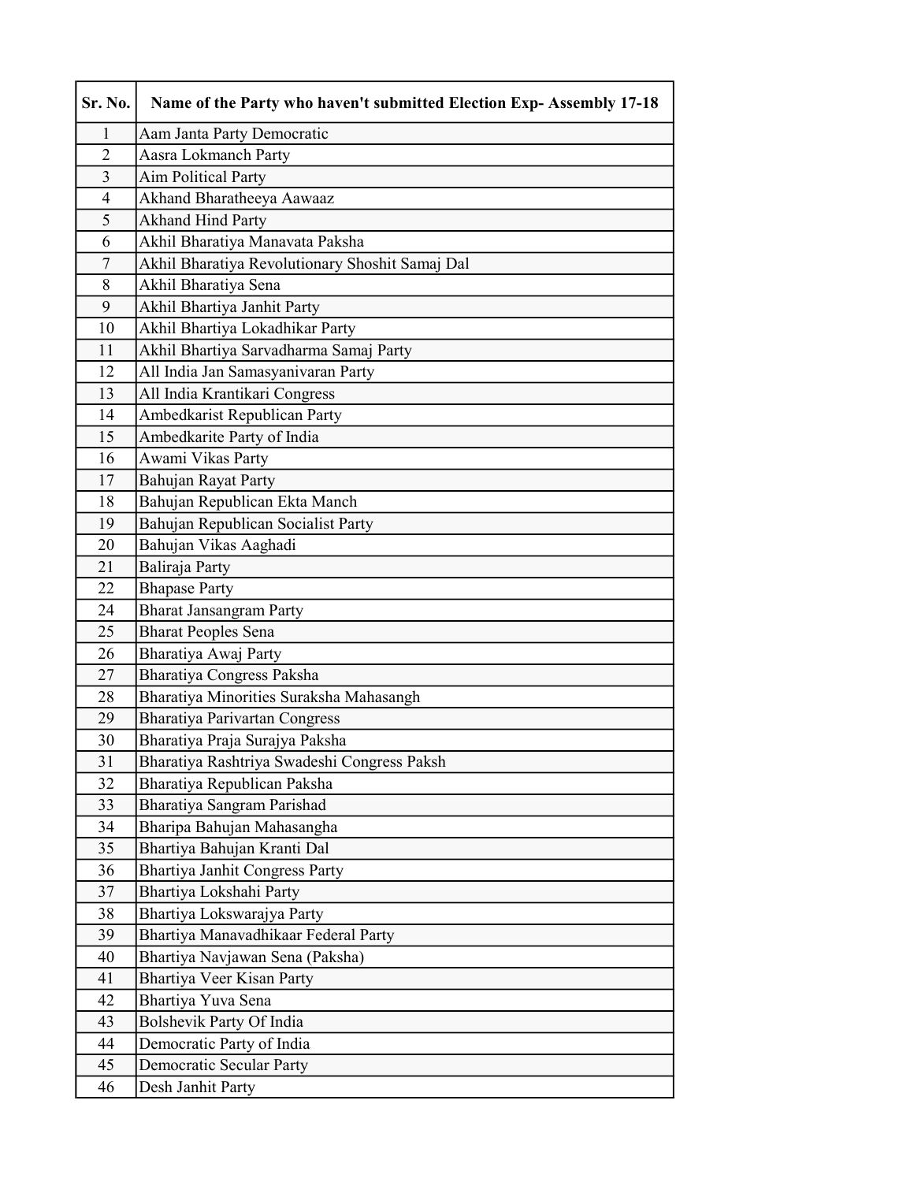| Sr. No. | Name of the Party who haven't submitted Election Exp- Assembly 17-18 |
|---|---|
| 1 | Aam Janta Party Democratic |
| 2 | Aasra Lokmanch Party |
| 3 | Aim Political Party |
| 4 | Akhand Bharatheeya Aawaaz |
| 5 | Akhand Hind Party |
| 6 | Akhil Bharatiya Manavata Paksha |
| 7 | Akhil Bharatiya Revolutionary Shoshit Samaj Dal |
| 8 | Akhil Bharatiya Sena |
| 9 | Akhil Bhartiya Janhit Party |
| 10 | Akhil Bhartiya Lokadhikar Party |
| 11 | Akhil Bhartiya Sarvadharma Samaj Party |
| 12 | All India Jan Samasyanivaran Party |
| 13 | All India Krantikari Congress |
| 14 | Ambedkarist Republican Party |
| 15 | Ambedkarite Party of India |
| 16 | Awami Vikas Party |
| 17 | Bahujan Rayat Party |
| 18 | Bahujan Republican Ekta Manch |
| 19 | Bahujan Republican Socialist Party |
| 20 | Bahujan Vikas Aaghadi |
| 21 | Baliraja Party |
| 22 | Bhapase Party |
| 24 | Bharat Jansangram Party |
| 25 | Bharat Peoples Sena |
| 26 | Bharatiya Awaj Party |
| 27 | Bharatiya Congress Paksha |
| 28 | Bharatiya Minorities Suraksha Mahasangh |
| 29 | Bharatiya Parivartan Congress |
| 30 | Bharatiya Praja Surajya Paksha |
| 31 | Bharatiya Rashtriya Swadeshi Congress Paksh |
| 32 | Bharatiya Republican Paksha |
| 33 | Bharatiya Sangram Parishad |
| 34 | Bharipa Bahujan Mahasangha |
| 35 | Bhartiya Bahujan Kranti Dal |
| 36 | Bhartiya Janhit Congress Party |
| 37 | Bhartiya Lokshahi Party |
| 38 | Bhartiya Lokswarajya Party |
| 39 | Bhartiya Manavadhikaar Federal Party |
| 40 | Bhartiya Navjawan Sena (Paksha) |
| 41 | Bhartiya Veer Kisan Party |
| 42 | Bhartiya Yuva Sena |
| 43 | Bolshevik Party Of India |
| 44 | Democratic Party of India |
| 45 | Democratic Secular Party |
| 46 | Desh Janhit Party |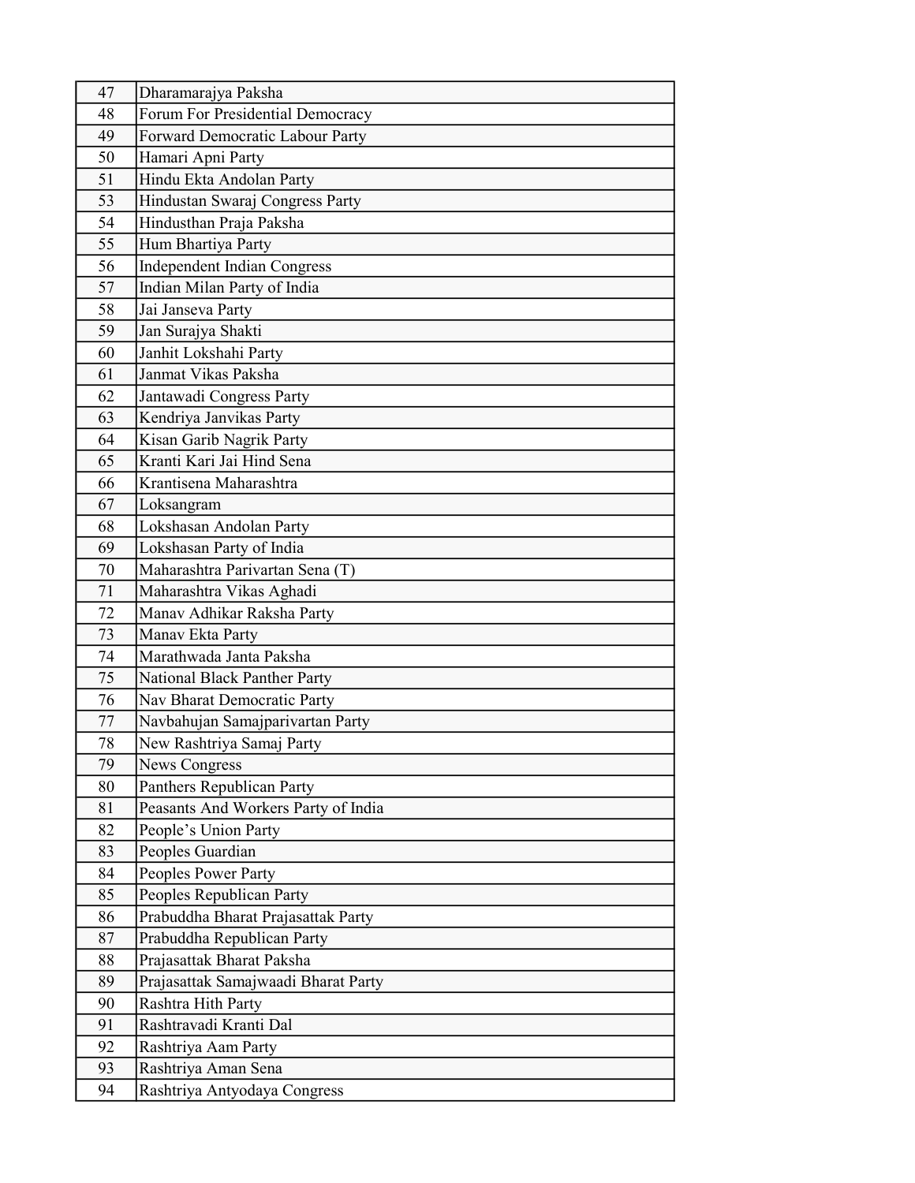| 47 | Dharamarajya Paksha |
|---|---|
| 48 | Forum For Presidential Democracy |
| 49 | Forward Democratic Labour Party |
| 50 | Hamari Apni Party |
| 51 | Hindu Ekta Andolan Party |
| 53 | Hindustan Swaraj Congress Party |
| 54 | Hindusthan Praja Paksha |
| 55 | Hum Bhartiya Party |
| 56 | Independent Indian Congress |
| 57 | Indian Milan Party of India |
| 58 | Jai Janseva Party |
| 59 | Jan Surajya Shakti |
| 60 | Janhit Lokshahi Party |
| 61 | Janmat Vikas Paksha |
| 62 | Jantawadi Congress Party |
| 63 | Kendriya Janvikas Party |
| 64 | Kisan Garib Nagrik Party |
| 65 | Kranti Kari Jai Hind Sena |
| 66 | Krantisena Maharashtra |
| 67 | Loksangram |
| 68 | Lokshasan Andolan Party |
| 69 | Lokshasan Party of India |
| 70 | Maharashtra Parivartan Sena (T) |
| 71 | Maharashtra Vikas Aghadi |
| 72 | Manav Adhikar Raksha Party |
| 73 | Manav Ekta Party |
| 74 | Marathwada Janta Paksha |
| 75 | National Black Panther Party |
| 76 | Nav Bharat Democratic Party |
| 77 | Navbahujan Samajparivartan Party |
| 78 | New Rashtriya Samaj Party |
| 79 | News Congress |
| 80 | Panthers Republican Party |
| 81 | Peasants And Workers Party of India |
| 82 | People's Union Party |
| 83 | Peoples Guardian |
| 84 | Peoples Power Party |
| 85 | Peoples Republican Party |
| 86 | Prabuddha Bharat Prajasattak Party |
| 87 | Prabuddha Republican Party |
| 88 | Prajasattak Bharat Paksha |
| 89 | Prajasattak Samajwaadi Bharat Party |
| 90 | Rashtra Hith Party |
| 91 | Rashtravadi Kranti Dal |
| 92 | Rashtriya Aam Party |
| 93 | Rashtriya Aman Sena |
| 94 | Rashtriya Antyodaya Congress |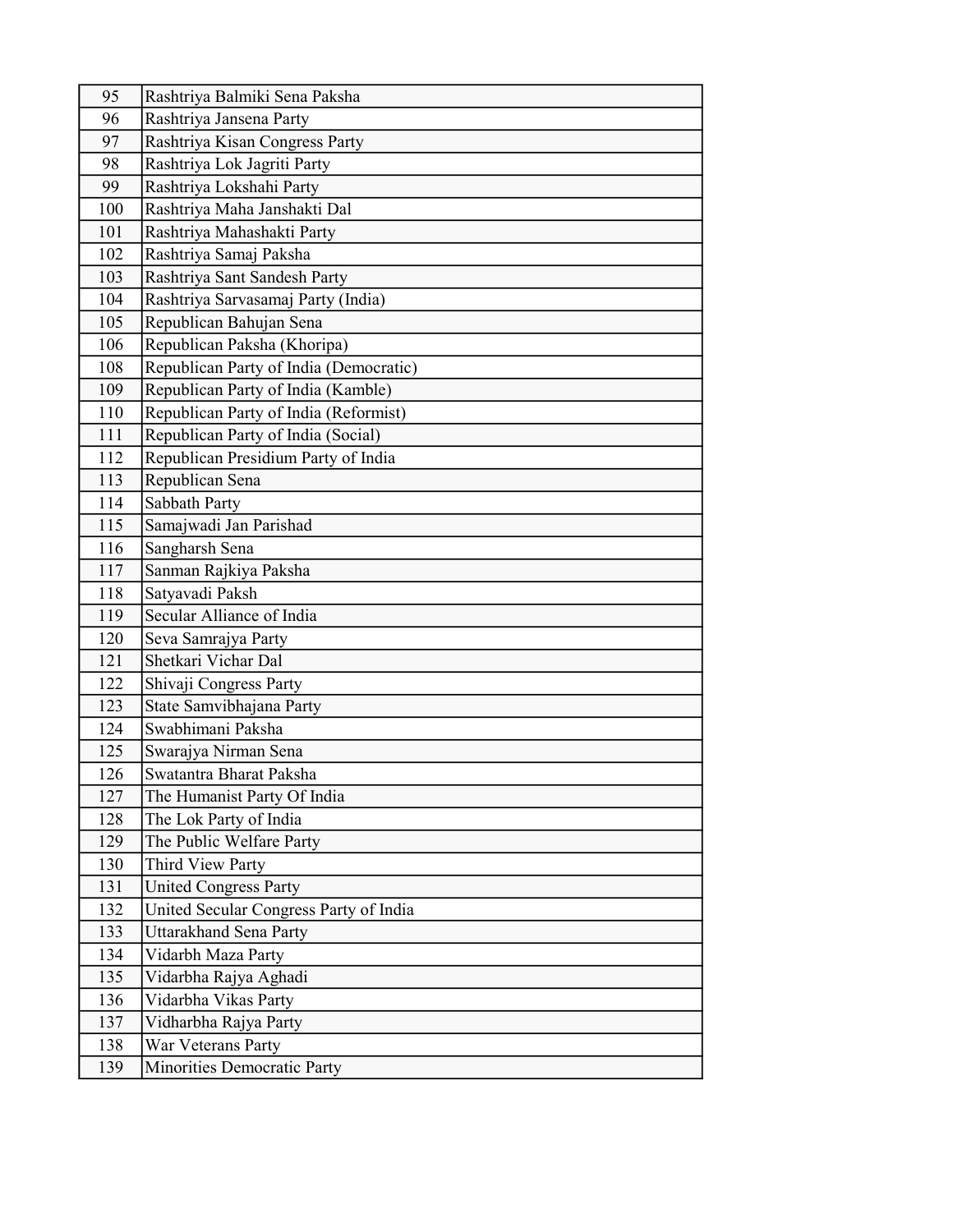| | |
|---|---|
| 95 | Rashtriya Balmiki Sena Paksha |
| 96 | Rashtriya Jansena Party |
| 97 | Rashtriya Kisan Congress Party |
| 98 | Rashtriya Lok Jagriti Party |
| 99 | Rashtriya Lokshahi Party |
| 100 | Rashtriya Maha Janshakti Dal |
| 101 | Rashtriya Mahashakti Party |
| 102 | Rashtriya Samaj Paksha |
| 103 | Rashtriya Sant Sandesh Party |
| 104 | Rashtriya Sarvasamaj Party (India) |
| 105 | Republican Bahujan Sena |
| 106 | Republican Paksha (Khoripa) |
| 108 | Republican Party of India (Democratic) |
| 109 | Republican Party of India (Kamble) |
| 110 | Republican Party of India (Reformist) |
| 111 | Republican Party of India (Social) |
| 112 | Republican Presidium Party of India |
| 113 | Republican Sena |
| 114 | Sabbath Party |
| 115 | Samajwadi Jan Parishad |
| 116 | Sangharsh Sena |
| 117 | Sanman Rajkiya Paksha |
| 118 | Satyavadi Paksh |
| 119 | Secular Alliance of India |
| 120 | Seva Samrajya Party |
| 121 | Shetkari Vichar Dal |
| 122 | Shivaji Congress Party |
| 123 | State Samvibhajana Party |
| 124 | Swabhimani Paksha |
| 125 | Swarajya Nirman Sena |
| 126 | Swatantra Bharat Paksha |
| 127 | The Humanist Party Of India |
| 128 | The Lok Party of India |
| 129 | The Public Welfare Party |
| 130 | Third View Party |
| 131 | United Congress Party |
| 132 | United Secular Congress Party of India |
| 133 | Uttarakhand Sena Party |
| 134 | Vidarbh Maza Party |
| 135 | Vidarbha Rajya Aghadi |
| 136 | Vidarbha Vikas Party |
| 137 | Vidharbha Rajya Party |
| 138 | War Veterans Party |
| 139 | Minorities Democratic Party |